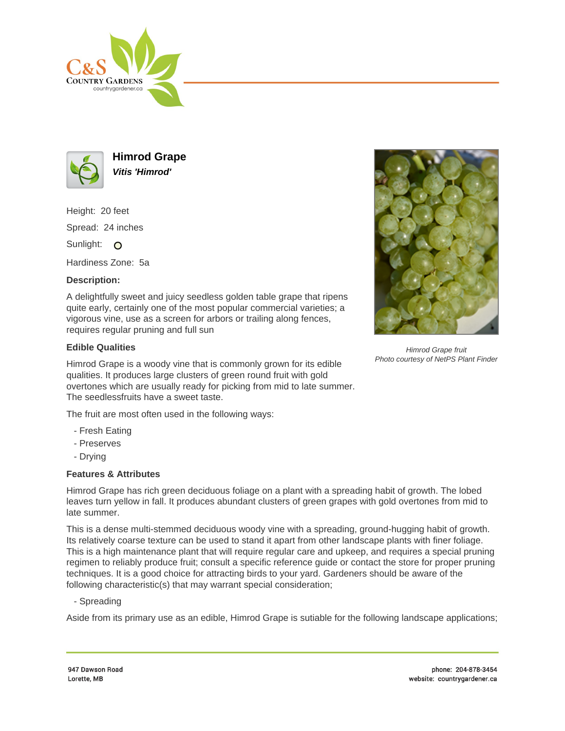# Himrod Grape

***Vitis 'Himrod'***

Height: 20 feet

Spread: 24 inches

Sunlight: O

Hardiness Zone: 5a

**Description:**

A delightfully sweet and juicy seedless golden table grape that ripens quite early, certainly one of the most popular commercial varieties; a vigorous vine, use as a screen for arbors or trailing along fences, requires regular pruning and full sun

*Himrod Grape fruit*
*Photo courtesy of NetPS Plant Finder*

## Edible Qualities

Himrod Grape is a woody vine that is commonly grown for its edible qualities. It produces large clusters of green round fruit with gold overtones which are usually ready for picking from mid to late summer. The seedlessfruits have a sweet taste.

The fruit are most often used in the following ways:

- Fresh Eating
- Preserves
- Drying

## Features & Attributes

Himrod Grape has rich green deciduous foliage on a plant with a spreading habit of growth. The lobed leaves turn yellow in fall. It produces abundant clusters of green grapes with gold overtones from mid to late summer.

This is a dense multi-stemmed deciduous woody vine with a spreading, ground-hugging habit of growth. Its relatively coarse texture can be used to stand it apart from other landscape plants with finer foliage. This is a high maintenance plant that will require regular care and upkeep, and requires a special pruning regimen to reliably produce fruit; consult a specific reference guide or contact the store for proper pruning techniques. It is a good choice for attracting birds to your yard. Gardeners should be aware of the following characteristic(s) that may warrant special consideration;

- Spreading

Aside from its primary use as an edible, Himrod Grape is sutiable for the following landscape applications;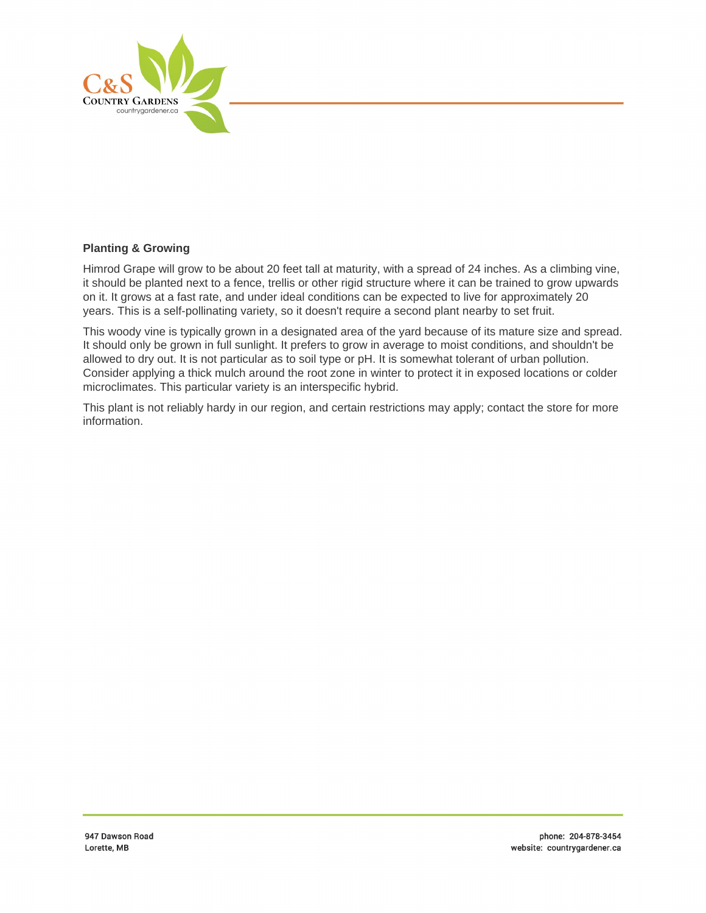## Planting & Growing

Himrod Grape will grow to be about 20 feet tall at maturity, with a spread of 24 inches. As a climbing vine, it should be planted next to a fence, trellis or other rigid structure where it can be trained to grow upwards on it. It grows at a fast rate, and under ideal conditions can be expected to live for approximately 20 years. This is a self-pollinating variety, so it doesn't require a second plant nearby to set fruit.

This woody vine is typically grown in a designated area of the yard because of its mature size and spread. It should only be grown in full sunlight. It prefers to grow in average to moist conditions, and shouldn't be allowed to dry out. It is not particular as to soil type or pH. It is somewhat tolerant of urban pollution. Consider applying a thick mulch around the root zone in winter to protect it in exposed locations or colder microclimates. This particular variety is an interspecific hybrid.

This plant is not reliably hardy in our region, and certain restrictions may apply; contact the store for more information.